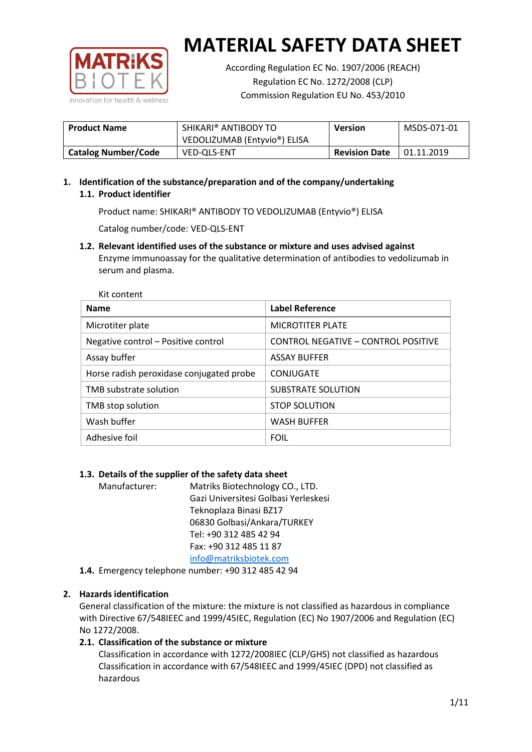# MATERIAL SAFETY DATA SHEET

According Regulation EC No. 1907/2006 (REACH)
Regulation EC No. 1272/2008 (CLP)
Commission Regulation EU No. 453/2010

| **Product Name** | SHIKARI® ANTIBODY TO VEDOLIZUMAB (Entyvio®) ELISA | **Version** | MSDS-071-01 |
|---|---|---|---|
| **Catalog Number/Code** | VED-QLS-ENT | **Revision Date** | 01.11.2019 |

## 1. Identification of the substance/preparation and of the company/undertaking

### 1.1. Product identifier

Product name: SHIKARI® ANTIBODY TO VEDOLIZUMAB (Entyvio®) ELISA

Catalog number/code: VED-QLS-ENT

### 1.2. Relevant identified uses of the substance or mixture and uses advised against

Enzyme immunoassay for the qualitative determination of antibodies to vedolizumab in serum and plasma.

Kit content

| **Name** | **Label Reference** |
|---|---|
| Microtiter plate | MICROTITER PLATE |
| Negative control – Positive control | CONTROL NEGATIVE – CONTROL POSITIVE |
| Assay buffer | ASSAY BUFFER |
| Horse radish peroxidase conjugated probe | CONJUGATE |
| TMB substrate solution | SUBSTRATE SOLUTION |
| TMB stop solution | STOP SOLUTION |
| Wash buffer | WASH BUFFER |
| Adhesive foil | FOIL |

### 1.3. Details of the supplier of the safety data sheet

Manufacturer: Matriks Biotechnology CO., LTD.
Gazi Universitesi Golbasi Yerleskesi
Teknoplaza Binasi BZ17
06830 Golbasi/Ankara/TURKEY
Tel: +90 312 485 42 94
Fax: +90 312 485 11 87
info@matriksbiotek.com

### 1.4. Emergency telephone number: +90 312 485 42 94

## 2. Hazards identification

General classification of the mixture: the mixture is not classified as hazardous in compliance with Directive 67/548IEEC and 1999/45IEC, Regulation (EC) No 1907/2006 and Regulation (EC) No 1272/2008.

### 2.1. Classification of the substance or mixture

Classification in accordance with 1272/2008IEC (CLP/GHS) not classified as hazardous
Classification in accordance with 67/548IEEC and 1999/45IEC (DPD) not classified as hazardous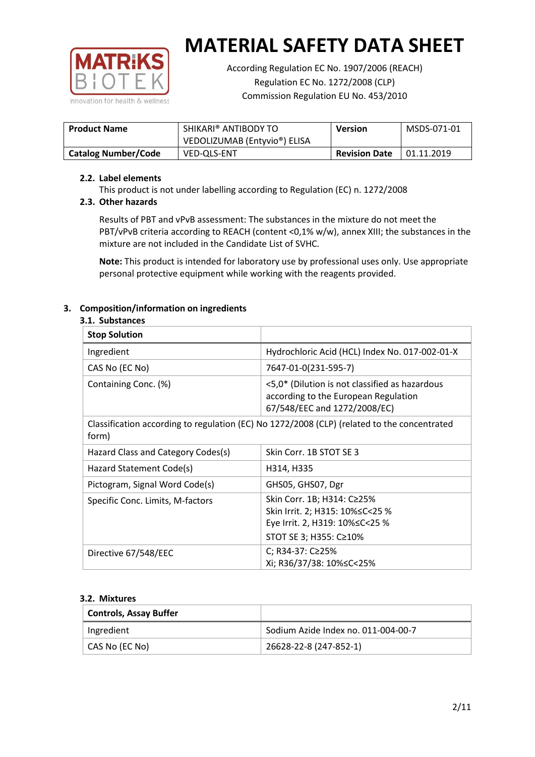# MATERIAL SAFETY DATA SHEET

According Regulation EC No. 1907/2006 (REACH)
Regulation EC No. 1272/2008 (CLP)
Commission Regulation EU No. 453/2010

| **Product Name** | SHIKARI® ANTIBODY TO VEDOLIZUMAB (Entyvio®) ELISA | **Version** | MSDS-071-01 |
|---|---|---|---|
| **Catalog Number/Code** | VED-QLS-ENT | **Revision Date** | 01.11.2019 |

### 2.2. Label elements

This product is not under labelling according to Regulation (EC) n. 1272/2008

### 2.3. Other hazards

Results of PBT and vPvB assessment: The substances in the mixture do not meet the PBT/vPvB criteria according to REACH (content <0,1% w/w), annex XIII; the substances in the mixture are not included in the Candidate List of SVHC.

**Note:** This product is intended for laboratory use by professional uses only. Use appropriate personal protective equipment while working with the reagents provided.

## 3. Composition/information on ingredients

### 3.1. Substances

| **Stop Solution** | |
|---|---|
| Ingredient | Hydrochloric Acid (HCL) Index No. 017-002-01-X |
| CAS No (EC No) | 7647-01-0(231-595-7) |
| Containing Conc. (%) | <5,0* (Dilution is not classified as hazardous according to the European Regulation 67/548/EEC and 1272/2008/EC) |
| Classification according to regulation (EC) No 1272/2008 (CLP) (related to the concentrated form) | |
| Hazard Class and Category Codes(s) | Skin Corr. 1B STOT SE 3 |
| Hazard Statement Code(s) | H314, H335 |
| Pictogram, Signal Word Code(s) | GHS05, GHS07, Dgr |
| Specific Conc. Limits, M-factors | Skin Corr. 1B; H314: C≥25%<br>Skin Irrit. 2; H315: 10%≤C<25 %<br>Eye Irrit. 2, H319: 10%≤C<25 %<br>STOT SE 3; H355: C≥10% |
| Directive 67/548/EEC | C; R34-37: C≥25%<br>Xi; R36/37/38: 10%≤C<25% |

### 3.2. Mixtures

| **Controls, Assay Buffer** | |
|---|---|
| Ingredient | Sodium Azide Index no. 011-004-00-7 |
| CAS No (EC No) | 26628-22-8 (247-852-1) |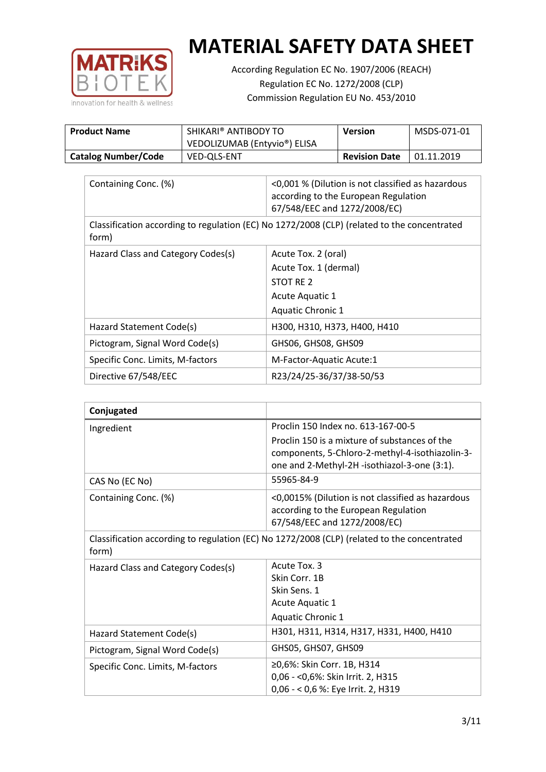# MATERIAL SAFETY DATA SHEET

According Regulation EC No. 1907/2006 (REACH)
Regulation EC No. 1272/2008 (CLP)
Commission Regulation EU No. 453/2010

| **Product Name** | SHIKARI® ANTIBODY TO VEDOLIZUMAB (Entyvio®) ELISA | **Version** | MSDS-071-01 |
|---|---|---|---|
| **Catalog Number/Code** | VED-QLS-ENT | **Revision Date** | 01.11.2019 |

| Containing Conc. (%) | <0,001 % (Dilution is not classified as hazardous according to the European Regulation 67/548/EEC and 1272/2008/EC) |
|---|---|
| Classification according to regulation (EC) No 1272/2008 (CLP) (related to the concentrated form) | |
| Hazard Class and Category Codes(s) | Acute Tox. 2 (oral)<br>Acute Tox. 1 (dermal)<br>STOT RE 2<br>Acute Aquatic 1<br>Aquatic Chronic 1 |
| Hazard Statement Code(s) | H300, H310, H373, H400, H410 |
| Pictogram, Signal Word Code(s) | GHS06, GHS08, GHS09 |
| Specific Conc. Limits, M-factors | M-Factor-Aquatic Acute:1 |
| Directive 67/548/EEC | R23/24/25-36/37/38-50/53 |

| **Conjugated** | |
|---|---|
| Ingredient | Proclin 150 Index no. 613-167-00-5<br>Proclin 150 is a mixture of substances of the components, 5-Chloro-2-methyl-4-isothiazolin-3-one and 2-Methyl-2H -isothiazol-3-one (3:1). |
| CAS No (EC No) | 55965-84-9 |
| Containing Conc. (%) | <0,0015% (Dilution is not classified as hazardous according to the European Regulation 67/548/EEC and 1272/2008/EC) |
| Classification according to regulation (EC) No 1272/2008 (CLP) (related to the concentrated form) | |
| Hazard Class and Category Codes(s) | Acute Tox. 3<br>Skin Corr. 1B<br>Skin Sens. 1<br>Acute Aquatic 1<br>Aquatic Chronic 1 |
| Hazard Statement Code(s) | H301, H311, H314, H317, H331, H400, H410 |
| Pictogram, Signal Word Code(s) | GHS05, GHS07, GHS09 |
| Specific Conc. Limits, M-factors | ≥0,6%: Skin Corr. 1B, H314<br>0,06 - <0,6%: Skin Irrit. 2, H315<br>0,06 - < 0,6 %: Eye Irrit. 2, H319 |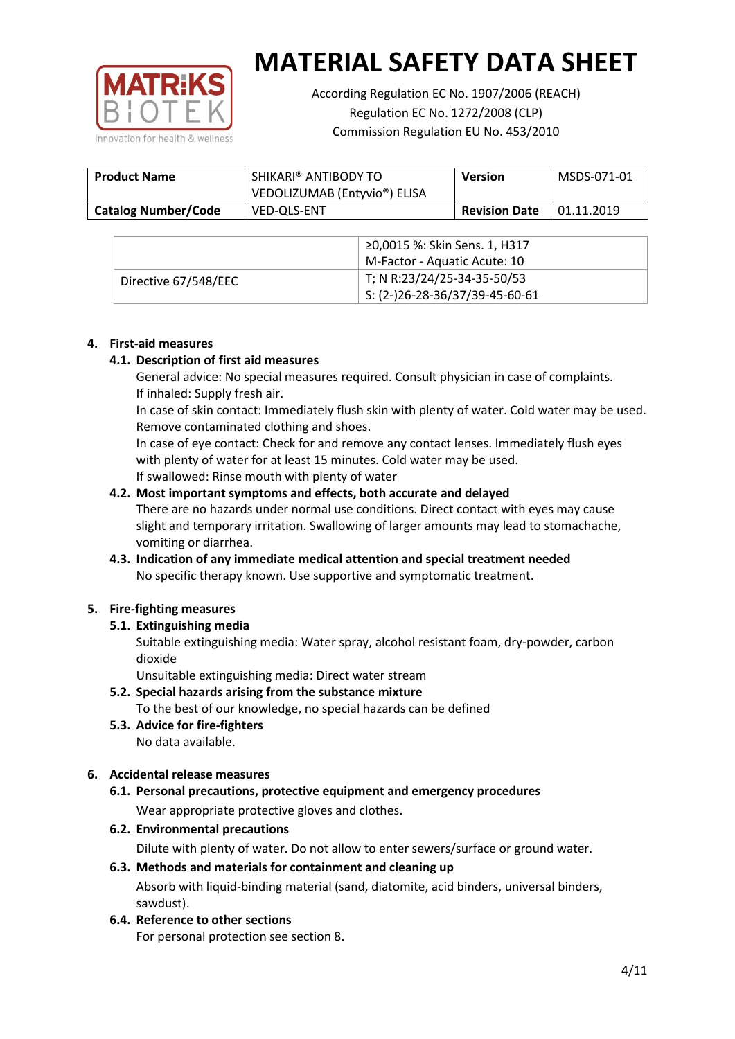# MATERIAL SAFETY DATA SHEET

According Regulation EC No. 1907/2006 (REACH)
Regulation EC No. 1272/2008 (CLP)
Commission Regulation EU No. 453/2010

| **Product Name** | SHIKARI® ANTIBODY TO VEDOLIZUMAB (Entyvio®) ELISA | **Version** | MSDS-071-01 |
|---|---|---|---|
| **Catalog Number/Code** | VED-QLS-ENT | **Revision Date** | 01.11.2019 |

| | |
|---|---|
| | ≥0,0015 %: Skin Sens. 1, H317<br>M-Factor - Aquatic Acute: 10 |
| Directive 67/548/EEC | T; N R:23/24/25-34-35-50/53<br>S: (2-)26-28-36/37/39-45-60-61 |

## 4. First-aid measures

### 4.1. Description of first aid measures

General advice: No special measures required. Consult physician in case of complaints.
If inhaled: Supply fresh air.
In case of skin contact: Immediately flush skin with plenty of water. Cold water may be used. Remove contaminated clothing and shoes.
In case of eye contact: Check for and remove any contact lenses. Immediately flush eyes with plenty of water for at least 15 minutes. Cold water may be used.
If swallowed: Rinse mouth with plenty of water

### 4.2. Most important symptoms and effects, both accurate and delayed

There are no hazards under normal use conditions. Direct contact with eyes may cause slight and temporary irritation. Swallowing of larger amounts may lead to stomachache, vomiting or diarrhea.

### 4.3. Indication of any immediate medical attention and special treatment needed

No specific therapy known. Use supportive and symptomatic treatment.

## 5. Fire-fighting measures

### 5.1. Extinguishing media

Suitable extinguishing media: Water spray, alcohol resistant foam, dry-powder, carbon dioxide
Unsuitable extinguishing media: Direct water stream

### 5.2. Special hazards arising from the substance mixture

To the best of our knowledge, no special hazards can be defined

### 5.3. Advice for fire-fighters

No data available.

## 6. Accidental release measures

### 6.1. Personal precautions, protective equipment and emergency procedures

Wear appropriate protective gloves and clothes.

### 6.2. Environmental precautions

Dilute with plenty of water. Do not allow to enter sewers/surface or ground water.

### 6.3. Methods and materials for containment and cleaning up

Absorb with liquid-binding material (sand, diatomite, acid binders, universal binders, sawdust).

### 6.4. Reference to other sections

For personal protection see section 8.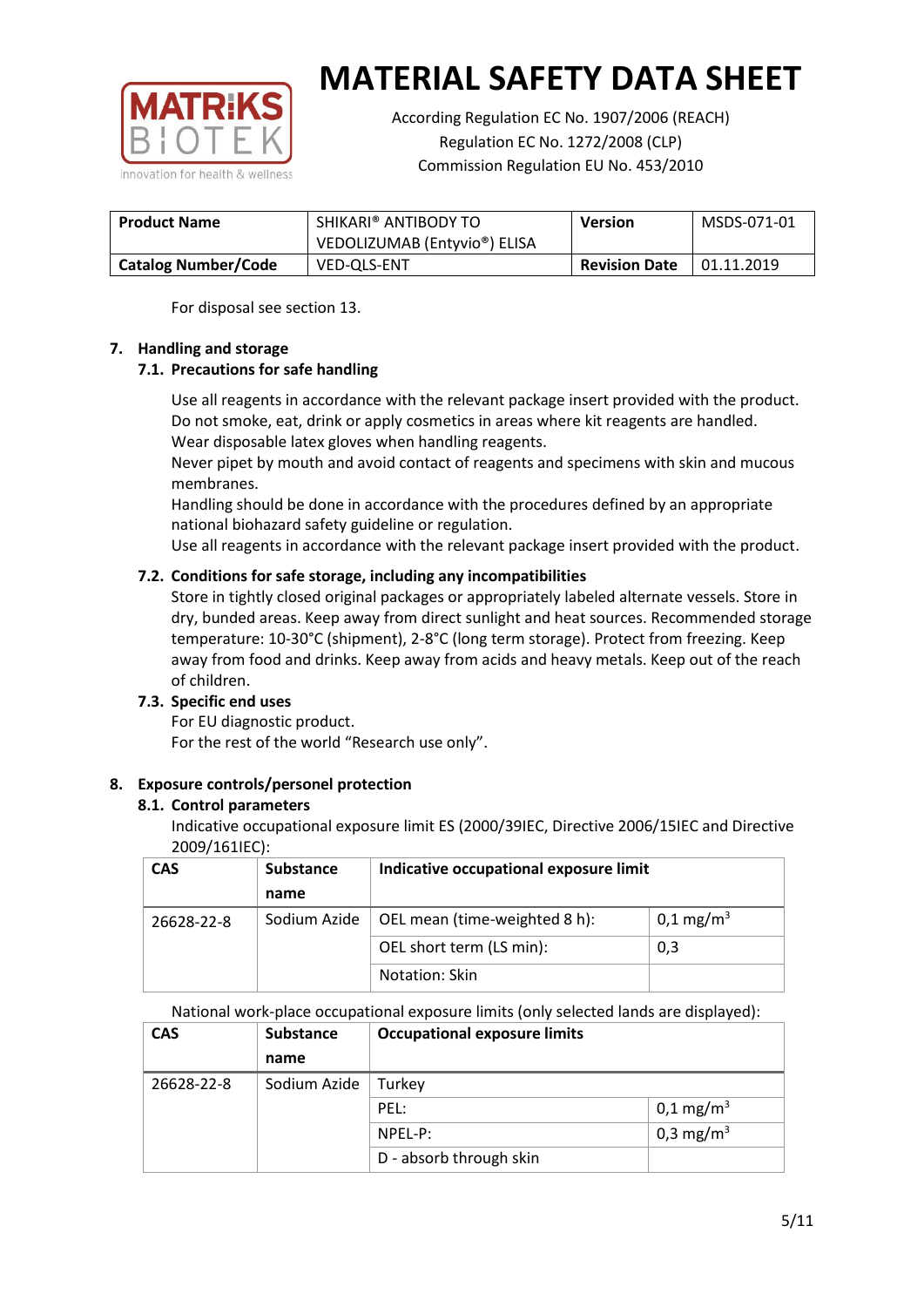For disposal see section 13.

## 7. Handling and storage

### 7.1. Precautions for safe handling

Use all reagents in accordance with the relevant package insert provided with the product.
Do not smoke, eat, drink or apply cosmetics in areas where kit reagents are handled.
Wear disposable latex gloves when handling reagents.
Never pipet by mouth and avoid contact of reagents and specimens with skin and mucous membranes.
Handling should be done in accordance with the procedures defined by an appropriate national biohazard safety guideline or regulation.
Use all reagents in accordance with the relevant package insert provided with the product.

### 7.2. Conditions for safe storage, including any incompatibilities

Store in tightly closed original packages or appropriately labeled alternate vessels. Store in dry, bunded areas. Keep away from direct sunlight and heat sources. Recommended storage temperature: 10-30°C (shipment), 2-8°C (long term storage). Protect from freezing. Keep away from food and drinks. Keep away from acids and heavy metals. Keep out of the reach of children.

### 7.3. Specific end uses

For EU diagnostic product.
For the rest of the world "Research use only".

## 8. Exposure controls/personel protection

### 8.1. Control parameters

Indicative occupational exposure limit ES (2000/39IEC, Directive 2006/15IEC and Directive 2009/161IEC):

| CAS | Substance name | Indicative occupational exposure limit | |
|---|---|---|---|
| 26628-22-8 | Sodium Azide | OEL mean (time-weighted 8 h): | 0,1 mg/m$^3$ |
| | | OEL short term (LS min): | 0,3 |
| | | Notation: Skin | |

National work-place occupational exposure limits (only selected lands are displayed):

| CAS | Substance name | Occupational exposure limits | |
|---|---|---|---|
| 26628-22-8 | Sodium Azide | Turkey | |
| | | PEL: | 0,1 mg/m$^3$ |
| | | NPEL-P: | 0,3 mg/m$^3$ |
| | | D - absorb through skin | |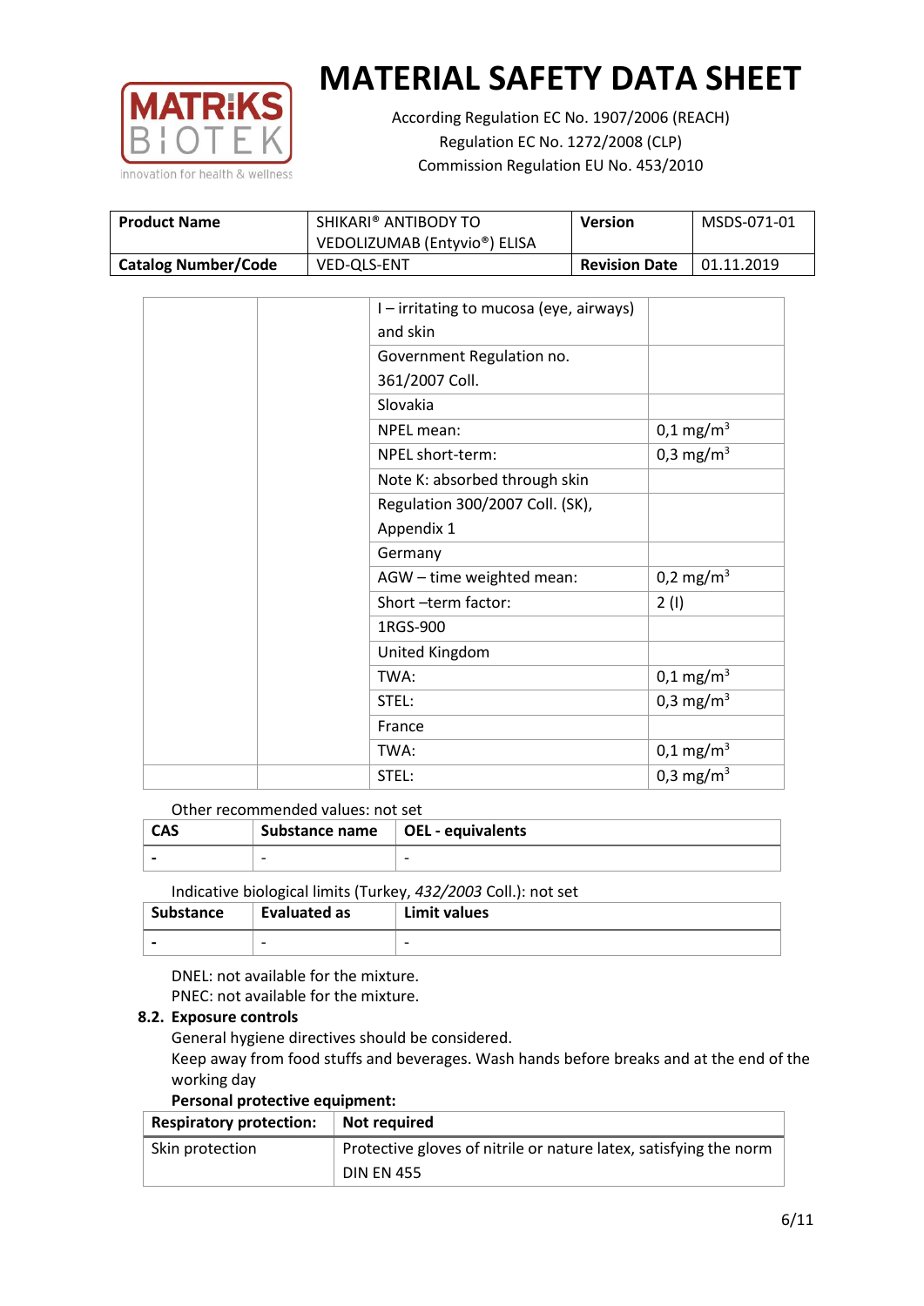| Product Name | SHIKARI® ANTIBODY TO VEDOLIZUMAB (Entyvio®) ELISA | Version | MSDS-071-01 |
|---|---|---|---|
| Catalog Number/Code | VED-QLS-ENT | Revision Date | 01.11.2019 |

| | | | |
|---|---|---|---|
| | | I – irritating to mucosa (eye, airways) and skin | |
| | | Government Regulation no. 361/2007 Coll. | |
| | | Slovakia | |
| | | NPEL mean: | 0,1 mg/m$^3$ |
| | | NPEL short-term: | 0,3 mg/m$^3$ |
| | | Note K: absorbed through skin | |
| | | Regulation 300/2007 Coll. (SK), Appendix 1 | |
| | | Germany | |
| | | AGW – time weighted mean: | 0,2 mg/m$^3$ |
| | | Short –term factor: | 2 (I) |
| | | 1RGS-900 | |
| | | United Kingdom | |
| | | TWA: | 0,1 mg/m$^3$ |
| | | STEL: | 0,3 mg/m$^3$ |
| | | France | |
| | | TWA: | 0,1 mg/m$^3$ |
| | | STEL: | 0,3 mg/m$^3$ |

Other recommended values: not set

| CAS | Substance name | OEL - equivalents |
|---|---|---|
| - | - | - |

Indicative biological limits (Turkey, *432/2003* Coll.): not set

| Substance | Evaluated as | Limit values |
|---|---|---|
| - | - | - |

DNEL: not available for the mixture.
PNEC: not available for the mixture.

### 8.2. Exposure controls

General hygiene directives should be considered.
Keep away from food stuffs and beverages. Wash hands before breaks and at the end of the working day

**Personal protective equipment:**

| Respiratory protection: | Not required |
|---|---|
| Skin protection | Protective gloves of nitrile or nature latex, satisfying the norm DIN EN 455 |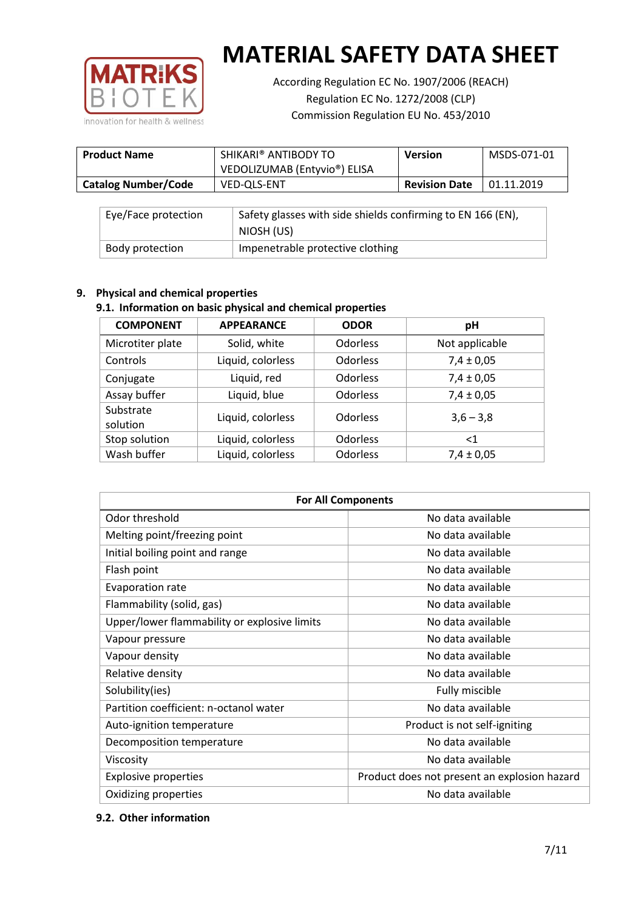| Product Name | SHIKARI® ANTIBODY TO VEDOLIZUMAB (Entyvio®) ELISA | Version | MSDS-071-01 |
|---|---|---|---|
| Catalog Number/Code | VED-QLS-ENT | Revision Date | 01.11.2019 |

| Eye/Face protection | Safety glasses with side shields confirming to EN 166 (EN), NIOSH (US) |
|---|---|
| Body protection | Impenetrable protective clothing |

## 9. Physical and chemical properties

### 9.1. Information on basic physical and chemical properties

| COMPONENT | APPEARANCE | ODOR | pH |
|---|---|---|---|
| Microtiter plate | Solid, white | Odorless | Not applicable |
| Controls | Liquid, colorless | Odorless | 7,4 ± 0,05 |
| Conjugate | Liquid, red | Odorless | 7,4 ± 0,05 |
| Assay buffer | Liquid, blue | Odorless | 7,4 ± 0,05 |
| Substrate solution | Liquid, colorless | Odorless | 3,6 – 3,8 |
| Stop solution | Liquid, colorless | Odorless | <1 |
| Wash buffer | Liquid, colorless | Odorless | 7,4 ± 0,05 |

| For All Components | |
|---|---|
| Odor threshold | No data available |
| Melting point/freezing point | No data available |
| Initial boiling point and range | No data available |
| Flash point | No data available |
| Evaporation rate | No data available |
| Flammability (solid, gas) | No data available |
| Upper/lower flammability or explosive limits | No data available |
| Vapour pressure | No data available |
| Vapour density | No data available |
| Relative density | No data available |
| Solubility(ies) | Fully miscible |
| Partition coefficient: n-octanol water | No data available |
| Auto-ignition temperature | Product is not self-igniting |
| Decomposition temperature | No data available |
| Viscosity | No data available |
| Explosive properties | Product does not present an explosion hazard |
| Oxidizing properties | No data available |

### 9.2. Other information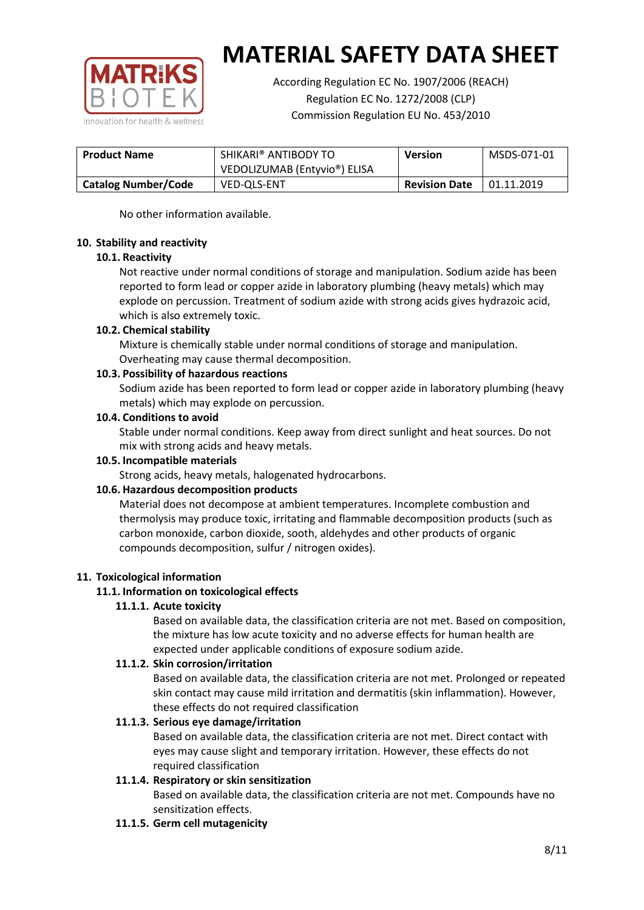No other information available.

## 10. Stability and reactivity

### 10.1. Reactivity

Not reactive under normal conditions of storage and manipulation. Sodium azide has been reported to form lead or copper azide in laboratory plumbing (heavy metals) which may explode on percussion. Treatment of sodium azide with strong acids gives hydrazoic acid, which is also extremely toxic.

### 10.2. Chemical stability

Mixture is chemically stable under normal conditions of storage and manipulation. Overheating may cause thermal decomposition.

### 10.3. Possibility of hazardous reactions

Sodium azide has been reported to form lead or copper azide in laboratory plumbing (heavy metals) which may explode on percussion.

### 10.4. Conditions to avoid

Stable under normal conditions. Keep away from direct sunlight and heat sources. Do not mix with strong acids and heavy metals.

### 10.5. Incompatible materials

Strong acids, heavy metals, halogenated hydrocarbons.

### 10.6. Hazardous decomposition products

Material does not decompose at ambient temperatures. Incomplete combustion and thermolysis may produce toxic, irritating and flammable decomposition products (such as carbon monoxide, carbon dioxide, sooth, aldehydes and other products of organic compounds decomposition, sulfur / nitrogen oxides).

## 11. Toxicological information

### 11.1. Information on toxicological effects

#### 11.1.1. Acute toxicity

Based on available data, the classification criteria are not met. Based on composition, the mixture has low acute toxicity and no adverse effects for human health are expected under applicable conditions of exposure sodium azide.

#### 11.1.2. Skin corrosion/irritation

Based on available data, the classification criteria are not met. Prolonged or repeated skin contact may cause mild irritation and dermatitis (skin inflammation). However, these effects do not required classification

#### 11.1.3. Serious eye damage/irritation

Based on available data, the classification criteria are not met. Direct contact with eyes may cause slight and temporary irritation. However, these effects do not required classification

#### 11.1.4. Respiratory or skin sensitization

Based on available data, the classification criteria are not met. Compounds have no sensitization effects.

#### 11.1.5. Germ cell mutagenicity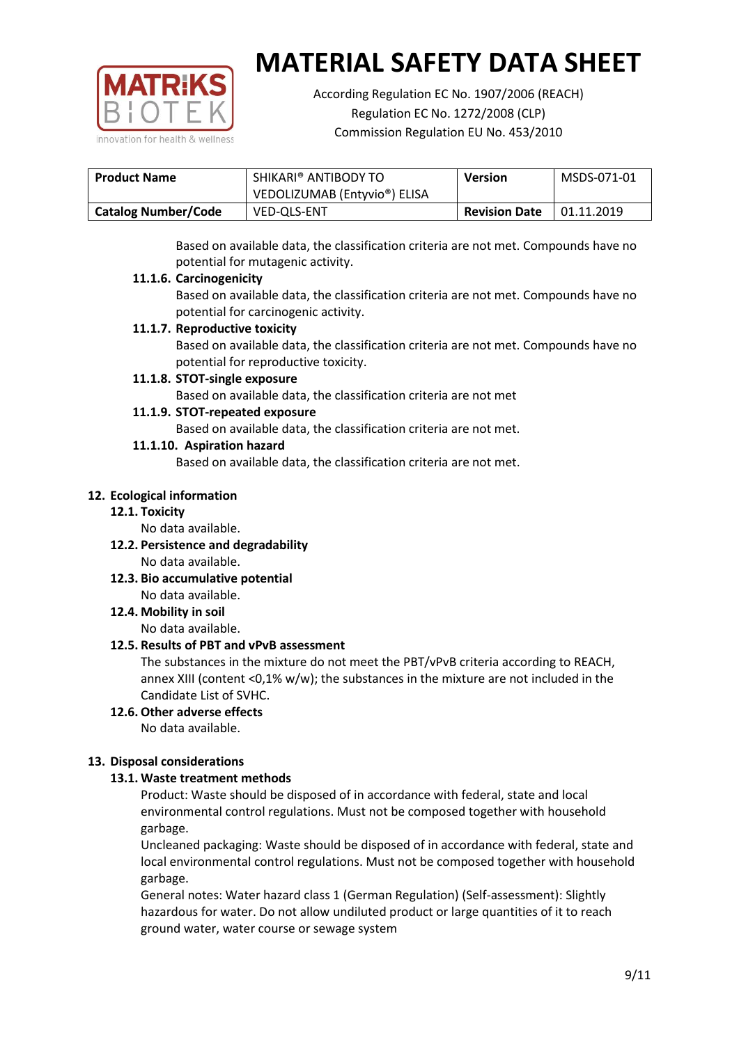Based on available data, the classification criteria are not met. Compounds have no potential for mutagenic activity.

**11.1.6. Carcinogenicity**

Based on available data, the classification criteria are not met. Compounds have no potential for carcinogenic activity.

**11.1.7. Reproductive toxicity**

Based on available data, the classification criteria are not met. Compounds have no potential for reproductive toxicity.

**11.1.8. STOT-single exposure**

Based on available data, the classification criteria are not met

**11.1.9. STOT-repeated exposure**

Based on available data, the classification criteria are not met.

**11.1.10. Aspiration hazard**

Based on available data, the classification criteria are not met.

## 12. Ecological information

### 12.1. Toxicity

No data available.

### 12.2. Persistence and degradability

No data available.

### 12.3. Bio accumulative potential

No data available.

### 12.4. Mobility in soil

No data available.

### 12.5. Results of PBT and vPvB assessment

The substances in the mixture do not meet the PBT/vPvB criteria according to REACH, annex XIII (content <0,1% w/w); the substances in the mixture are not included in the Candidate List of SVHC.

### 12.6. Other adverse effects

No data available.

## 13. Disposal considerations

### 13.1. Waste treatment methods

Product: Waste should be disposed of in accordance with federal, state and local environmental control regulations. Must not be composed together with household garbage.

Uncleaned packaging: Waste should be disposed of in accordance with federal, state and local environmental control regulations. Must not be composed together with household garbage.

General notes: Water hazard class 1 (German Regulation) (Self-assessment): Slightly hazardous for water. Do not allow undiluted product or large quantities of it to reach ground water, water course or sewage system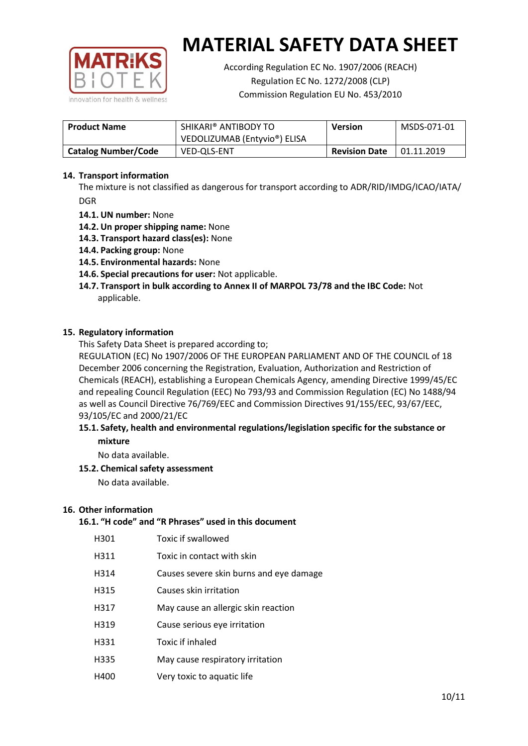# MATERIAL SAFETY DATA SHEET

According Regulation EC No. 1907/2006 (REACH)
Regulation EC No. 1272/2008 (CLP)
Commission Regulation EU No. 453/2010

| **Product Name** | SHIKARI® ANTIBODY TO VEDOLIZUMAB (Entyvio®) ELISA | **Version** | MSDS-071-01 |
|---|---|---|---|
| **Catalog Number/Code** | VED-QLS-ENT | **Revision Date** | 01.11.2019 |

## 14. Transport information

The mixture is not classified as dangerous for transport according to ADR/RID/IMDG/ICAO/IATA/DGR

- **14.1. UN number:** None
- **14.2. Un proper shipping name:** None
- **14.3. Transport hazard class(es):** None
- **14.4. Packing group:** None
- **14.5. Environmental hazards:** None
- **14.6. Special precautions for user:** Not applicable.
- **14.7. Transport in bulk according to Annex II of MARPOL 73/78 and the IBC Code:** Not applicable.

## 15. Regulatory information

This Safety Data Sheet is prepared according to;

REGULATION (EC) No 1907/2006 OF THE EUROPEAN PARLIAMENT AND OF THE COUNCIL of 18 December 2006 concerning the Registration, Evaluation, Authorization and Restriction of Chemicals (REACH), establishing a European Chemicals Agency, amending Directive 1999/45/EC and repealing Council Regulation (EEC) No 793/93 and Commission Regulation (EC) No 1488/94 as well as Council Directive 76/769/EEC and Commission Directives 91/155/EEC, 93/67/EEC, 93/105/EC and 2000/21/EC

### 15.1. Safety, health and environmental regulations/legislation specific for the substance or mixture

No data available.

### 15.2. Chemical safety assessment

No data available.

## 16. Other information

### 16.1. "H code" and "R Phrases" used in this document

| | |
|---|---|
| H301 | Toxic if swallowed |
| H311 | Toxic in contact with skin |
| H314 | Causes severe skin burns and eye damage |
| H315 | Causes skin irritation |
| H317 | May cause an allergic skin reaction |
| H319 | Cause serious eye irritation |
| H331 | Toxic if inhaled |
| H335 | May cause respiratory irritation |
| H400 | Very toxic to aquatic life |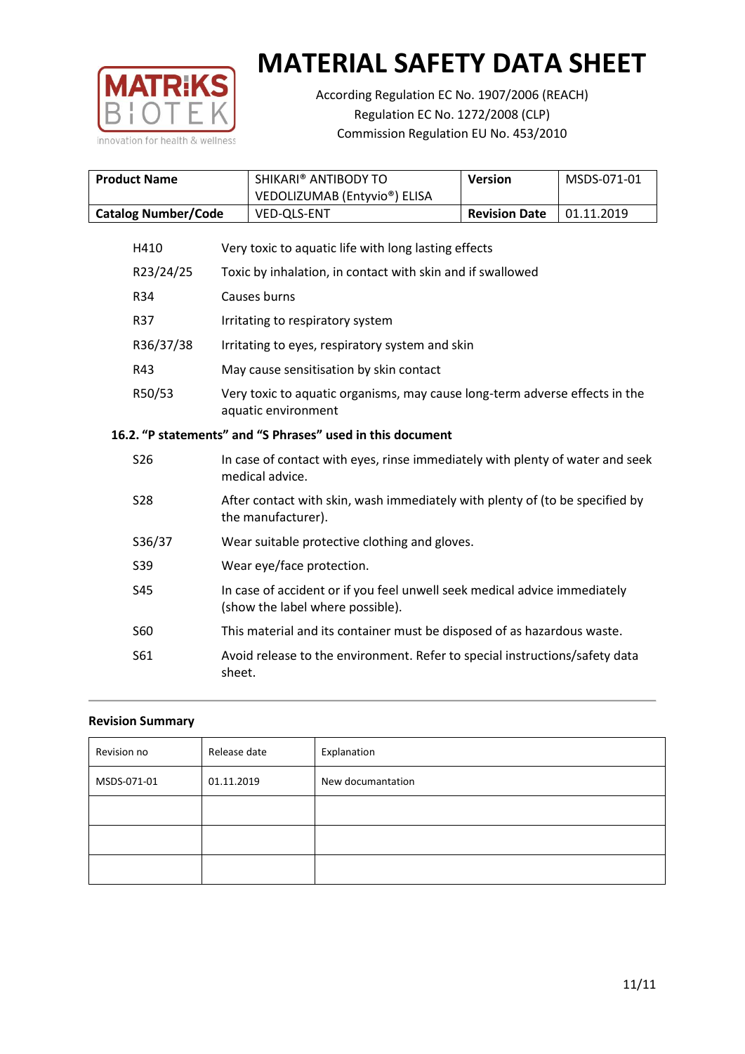# MATERIAL SAFETY DATA SHEET

According Regulation EC No. 1907/2006 (REACH)
Regulation EC No. 1272/2008 (CLP)
Commission Regulation EU No. 453/2010

| **Product Name** | SHIKARI® ANTIBODY TO VEDOLIZUMAB (Entyvio®) ELISA | **Version** | MSDS-071-01 |
|---|---|---|---|
| **Catalog Number/Code** | VED-QLS-ENT | **Revision Date** | 01.11.2019 |

| | |
|---|---|
| H410 | Very toxic to aquatic life with long lasting effects |
| R23/24/25 | Toxic by inhalation, in contact with skin and if swallowed |
| R34 | Causes burns |
| R37 | Irritating to respiratory system |
| R36/37/38 | Irritating to eyes, respiratory system and skin |
| R43 | May cause sensitisation by skin contact |
| R50/53 | Very toxic to aquatic organisms, may cause long-term adverse effects in the aquatic environment |

### 16.2. "P statements" and "S Phrases" used in this document

| | |
|---|---|
| S26 | In case of contact with eyes, rinse immediately with plenty of water and seek medical advice. |
| S28 | After contact with skin, wash immediately with plenty of (to be specified by the manufacturer). |
| S36/37 | Wear suitable protective clothing and gloves. |
| S39 | Wear eye/face protection. |
| S45 | In case of accident or if you feel unwell seek medical advice immediately (show the label where possible). |
| S60 | This material and its container must be disposed of as hazardous waste. |
| S61 | Avoid release to the environment. Refer to special instructions/safety data sheet. |

**Revision Summary**

| Revision no | Release date | Explanation |
|---|---|---|
| MSDS-071-01 | 01.11.2019 | New documantation |
| | | |
| | | |
| | | |